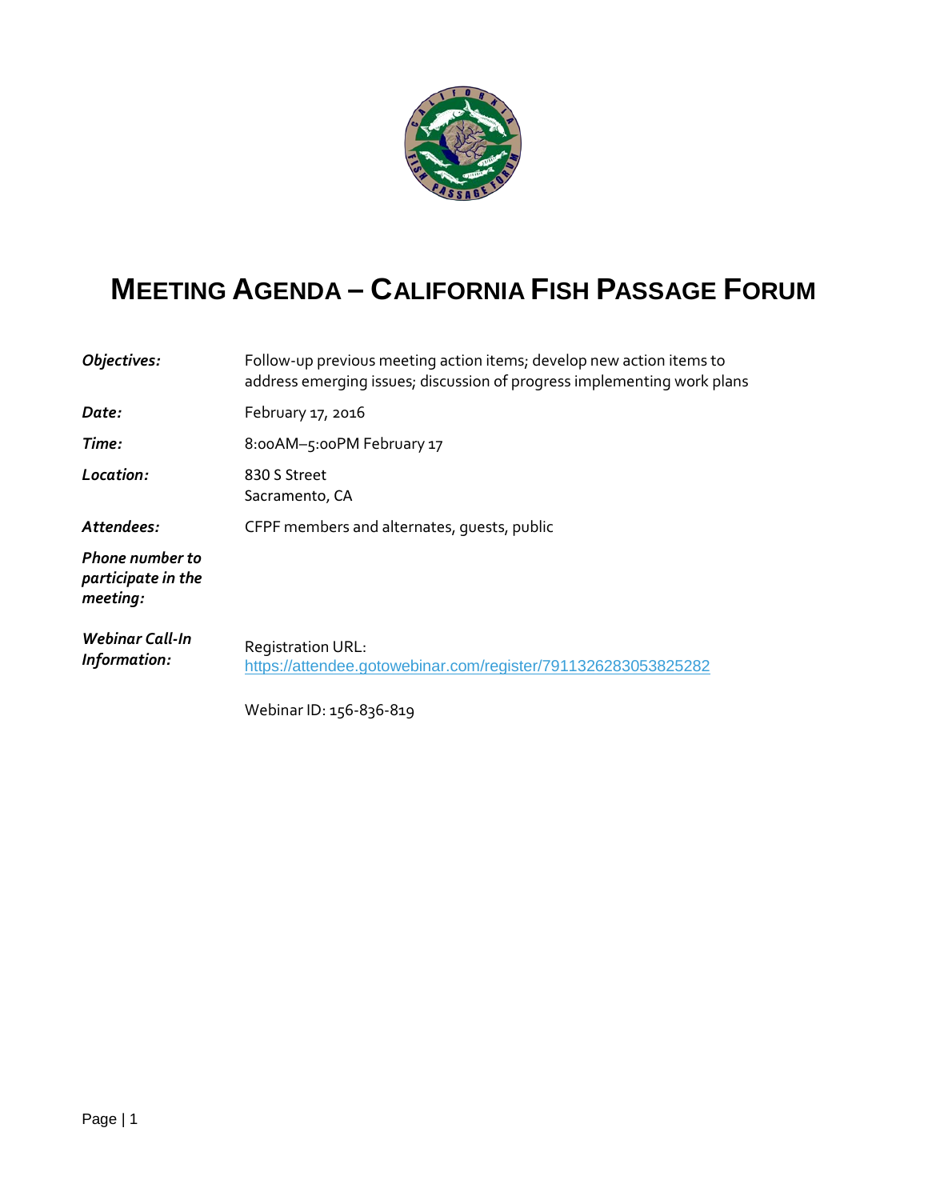# MEETING AGENDA – CALIFORNIA FISH PASSAGE FORUM

| | |
|---|---|
| ***Objectives:*** | Follow-up previous meeting action items; develop new action items to address emerging issues; discussion of progress implementing work plans |
| ***Date:*** | February 17, 2016 |
| ***Time:*** | 8:00AM–5:00PM February 17 |
| ***Location:*** | 830 S Street<br>Sacramento, CA |
| ***Attendees:*** | CFPF members and alternates, guests, public |
| ***Phone number to participate in the meeting:*** | |
| ***Webinar Call-In Information:*** | Registration URL:<br>https://attendee.gotowebinar.com/register/7911326283053825282<br><br>Webinar ID: 156-836-819 |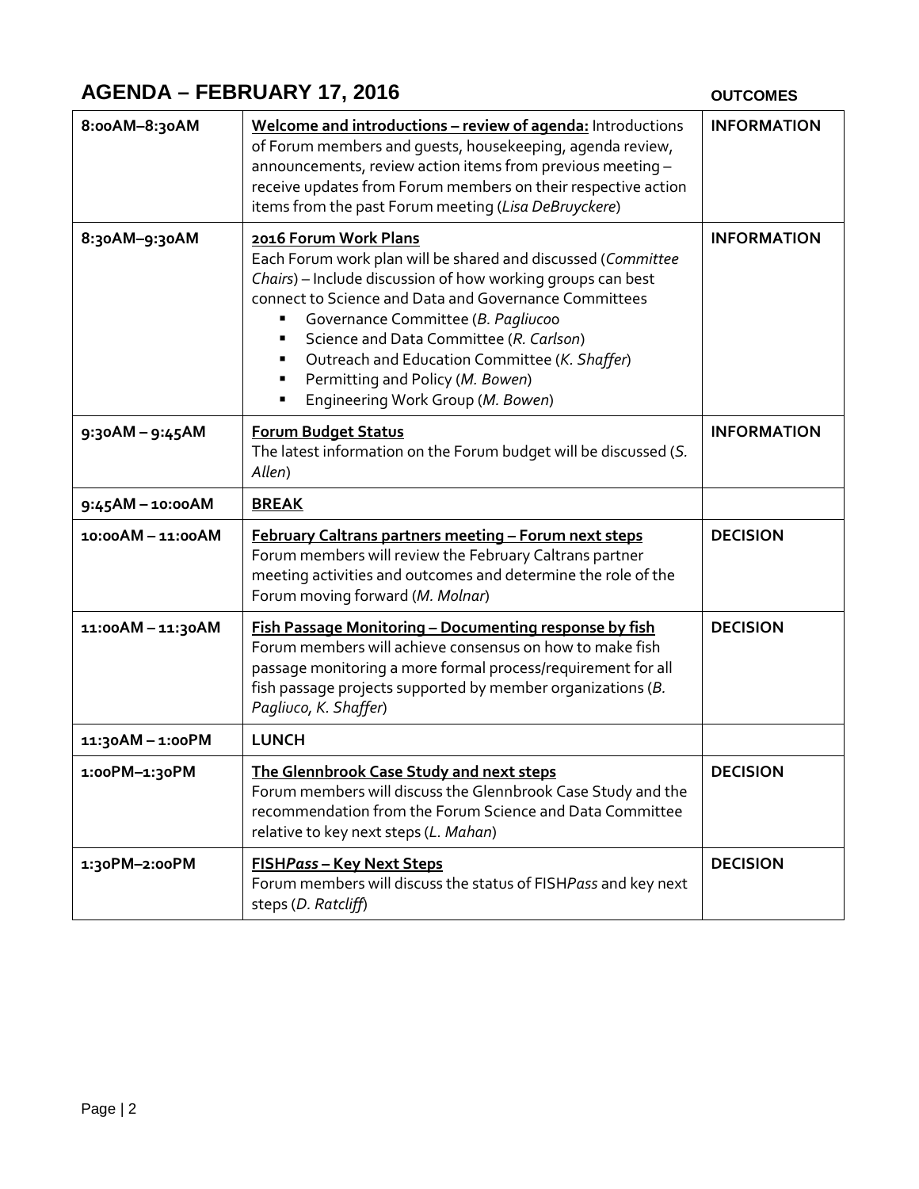## AGENDA – FEBRUARY 17, 2016

| Time | Agenda Item | OUTCOMES |
|---|---|---|
| **8:00AM–8:30AM** | **Welcome and introductions – review of agenda:** Introductions of Forum members and guests, housekeeping, agenda review, announcements, review action items from previous meeting – receive updates from Forum members on their respective action items from the past Forum meeting (*Lisa DeBruyckere*) | **INFORMATION** |
| **8:30AM–9:30AM** | **2016 Forum Work Plans**<br>Each Forum work plan will be shared and discussed (*Committee Chairs*) – Include discussion of how working groups can best connect to Science and Data and Governance Committees<br>▪ Governance Committee (*B. Pagliuco*o<br>▪ Science and Data Committee (*R. Carlson*)<br>▪ Outreach and Education Committee (*K. Shaffer*)<br>▪ Permitting and Policy (*M. Bowen*)<br>▪ Engineering Work Group (*M. Bowen*) | **INFORMATION** |
| **9:30AM – 9:45AM** | **Forum Budget Status**<br>The latest information on the Forum budget will be discussed (*S. Allen*) | **INFORMATION** |
| **9:45AM – 10:00AM** | **BREAK** | |
| **10:00AM – 11:00AM** | **February Caltrans partners meeting – Forum next steps**<br>Forum members will review the February Caltrans partner meeting activities and outcomes and determine the role of the Forum moving forward (*M. Molnar*) | **DECISION** |
| **11:00AM – 11:30AM** | **Fish Passage Monitoring – Documenting response by fish**<br>Forum members will achieve consensus on how to make fish passage monitoring a more formal process/requirement for all fish passage projects supported by member organizations (*B. Pagliuco, K. Shaffer*) | **DECISION** |
| **11:30AM – 1:00PM** | **LUNCH** | |
| **1:00PM–1:30PM** | **The Glennbrook Case Study and next steps**<br>Forum members will discuss the Glennbrook Case Study and the recommendation from the Forum Science and Data Committee relative to key next steps (*L. Mahan*) | **DECISION** |
| **1:30PM–2:00PM** | **FISH*Pass* – Key Next Steps**<br>Forum members will discuss the status of FISH*Pass* and key next steps (*D. Ratcliff*) | **DECISION** |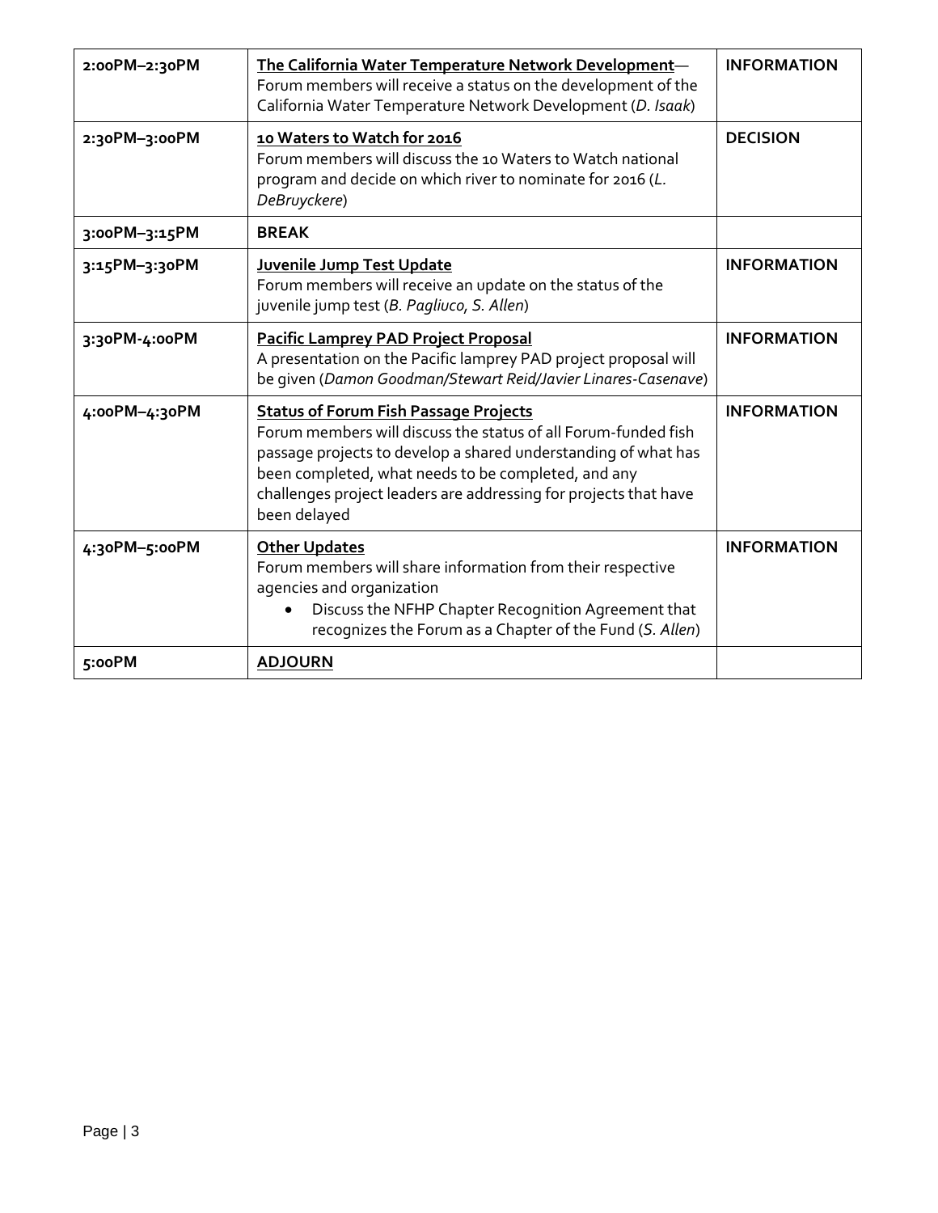| | | |
|---|---|---|
| **2:00PM–2:30PM** | **The California Water Temperature Network Development**— Forum members will receive a status on the development of the California Water Temperature Network Development (*D. Isaak*) | **INFORMATION** |
| **2:30PM–3:00PM** | **10 Waters to Watch for 2016** Forum members will discuss the 10 Waters to Watch national program and decide on which river to nominate for 2016 (*L. DeBruyckere*) | **DECISION** |
| **3:00PM–3:15PM** | **BREAK** | |
| **3:15PM–3:30PM** | **Juvenile Jump Test Update** Forum members will receive an update on the status of the juvenile jump test (*B. Pagliuco, S. Allen*) | **INFORMATION** |
| **3:30PM-4:00PM** | **Pacific Lamprey PAD Project Proposal** A presentation on the Pacific lamprey PAD project proposal will be given (*Damon Goodman/Stewart Reid/Javier Linares-Casenave*) | **INFORMATION** |
| **4:00PM–4:30PM** | **Status of Forum Fish Passage Projects** Forum members will discuss the status of all Forum-funded fish passage projects to develop a shared understanding of what has been completed, what needs to be completed, and any challenges project leaders are addressing for projects that have been delayed | **INFORMATION** |
| **4:30PM–5:00PM** | **Other Updates** Forum members will share information from their respective agencies and organization <br>• Discuss the NFHP Chapter Recognition Agreement that recognizes the Forum as a Chapter of the Fund (*S. Allen*) | **INFORMATION** |
| **5:00PM** | **ADJOURN** | |